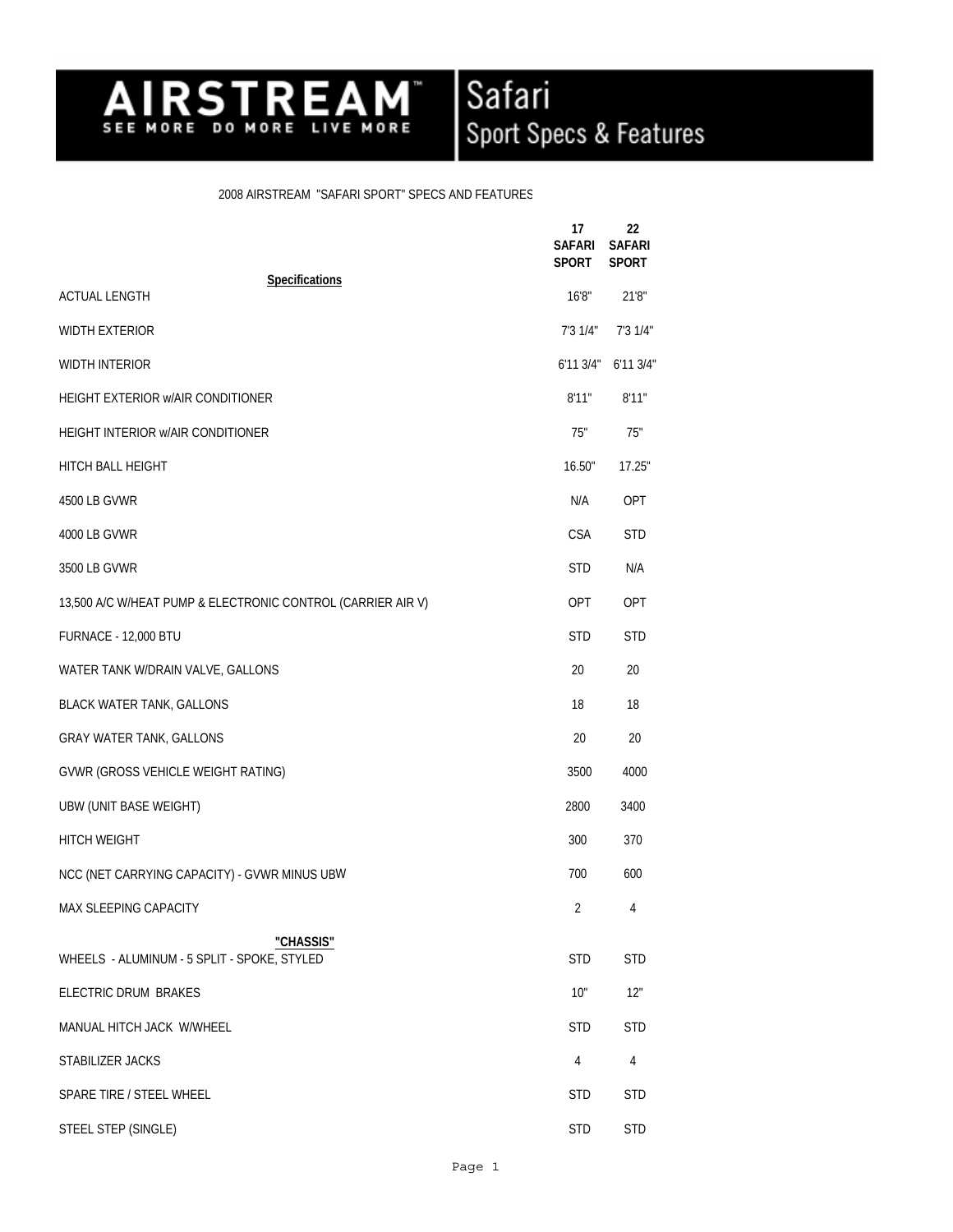# AIRSTREAM™ SEE MORE DO MORE LIVE MORE

## Safari Sport Specs & Features

2008 AIRSTREAM "SAFARI SPORT" SPECS AND FEATURES

| | 17 SAFARI SPORT | 22 SAFARI SPORT |
|---|---|---|
| **Specifications** | | |
| ACTUAL LENGTH | 16'8" | 21'8" |
| WIDTH EXTERIOR | 7'3 1/4" | 7'3 1/4" |
| WIDTH INTERIOR | 6'11 3/4" | 6'11 3/4" |
| HEIGHT EXTERIOR w/AIR CONDITIONER | 8'11" | 8'11" |
| HEIGHT INTERIOR w/AIR CONDITIONER | 75" | 75" |
| HITCH BALL HEIGHT | 16.50" | 17.25" |
| 4500 LB GVWR | N/A | OPT |
| 4000 LB GVWR | CSA | STD |
| 3500 LB GVWR | STD | N/A |
| 13,500 A/C W/HEAT PUMP & ELECTRONIC CONTROL (CARRIER AIR V) | OPT | OPT |
| FURNACE - 12,000 BTU | STD | STD |
| WATER TANK W/DRAIN VALVE, GALLONS | 20 | 20 |
| BLACK WATER TANK, GALLONS | 18 | 18 |
| GRAY WATER TANK, GALLONS | 20 | 20 |
| GVWR (GROSS VEHICLE WEIGHT RATING) | 3500 | 4000 |
| UBW (UNIT BASE WEIGHT) | 2800 | 3400 |
| HITCH WEIGHT | 300 | 370 |
| NCC (NET CARRYING CAPACITY) - GVWR MINUS UBW | 700 | 600 |
| MAX SLEEPING CAPACITY | 2 | 4 |
| **"CHASSIS"** | | |
| WHEELS - ALUMINUM - 5 SPLIT - SPOKE, STYLED | STD | STD |
| ELECTRIC DRUM BRAKES | 10" | 12" |
| MANUAL HITCH JACK W/WHEEL | STD | STD |
| STABILIZER JACKS | 4 | 4 |
| SPARE TIRE / STEEL WHEEL | STD | STD |
| STEEL STEP (SINGLE) | STD | STD |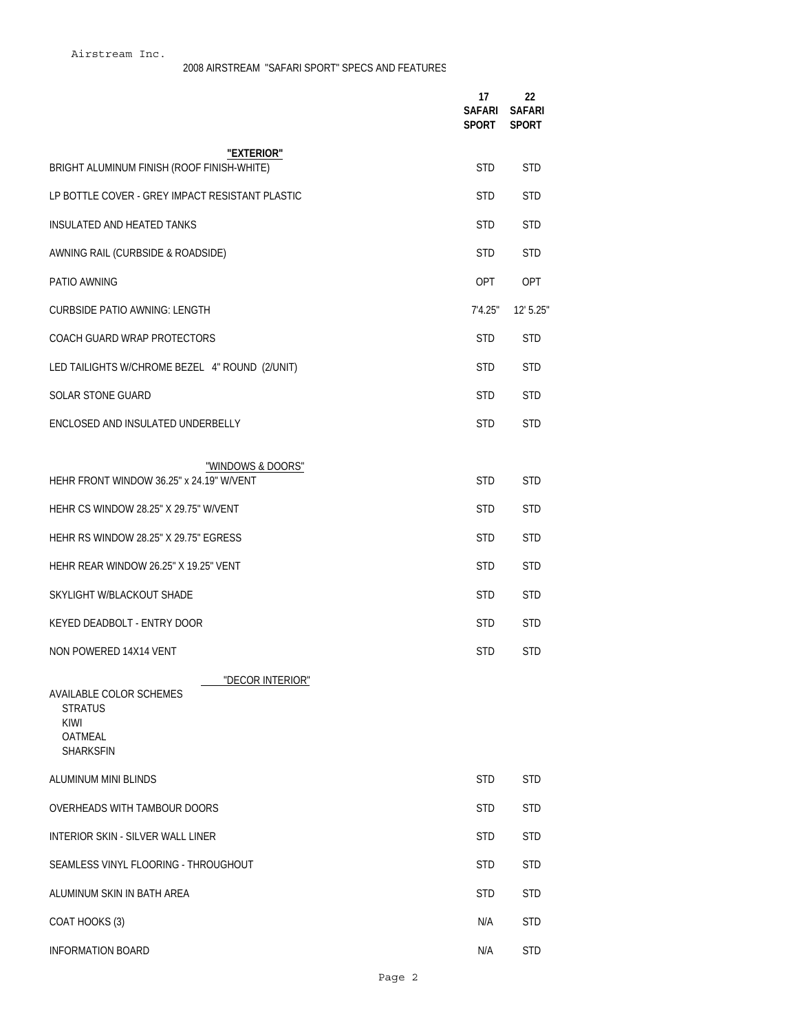Airstream Inc.

2008 AIRSTREAM "SAFARI SPORT" SPECS AND FEATURES

| | 17 SAFARI SPORT | 22 SAFARI SPORT |
|---|---|---|
| **"EXTERIOR"** | | |
| BRIGHT ALUMINUM FINISH (ROOF FINISH-WHITE) | STD | STD |
| LP BOTTLE COVER - GREY IMPACT RESISTANT PLASTIC | STD | STD |
| INSULATED AND HEATED TANKS | STD | STD |
| AWNING RAIL (CURBSIDE & ROADSIDE) | STD | STD |
| PATIO AWNING | OPT | OPT |
| CURBSIDE PATIO AWNING: LENGTH | 7'4.25" | 12' 5.25" |
| COACH GUARD WRAP PROTECTORS | STD | STD |
| LED TAILIGHTS W/CHROME BEZEL 4" ROUND (2/UNIT) | STD | STD |
| SOLAR STONE GUARD | STD | STD |
| ENCLOSED AND INSULATED UNDERBELLY | STD | STD |
| "WINDOWS & DOORS" | | |
| HEHR FRONT WINDOW 36.25" x 24.19" W/VENT | STD | STD |
| HEHR CS WINDOW 28.25" X 29.75" W/VENT | STD | STD |
| HEHR RS WINDOW 28.25" X 29.75" EGRESS | STD | STD |
| HEHR REAR WINDOW 26.25" X 19.25" VENT | STD | STD |
| SKYLIGHT W/BLACKOUT SHADE | STD | STD |
| KEYED DEADBOLT - ENTRY DOOR | STD | STD |
| NON POWERED 14X14 VENT | STD | STD |
| "DECOR INTERIOR" | | |
| AVAILABLE COLOR SCHEMES<br>STRATUS<br>KIWI<br>OATMEAL<br>SHARKSFIN | | |
| ALUMINUM MINI BLINDS | STD | STD |
| OVERHEADS WITH TAMBOUR DOORS | STD | STD |
| INTERIOR SKIN - SILVER WALL LINER | STD | STD |
| SEAMLESS VINYL FLOORING - THROUGHOUT | STD | STD |
| ALUMINUM SKIN IN BATH AREA | STD | STD |
| COAT HOOKS (3) | N/A | STD |
| INFORMATION BOARD | N/A | STD |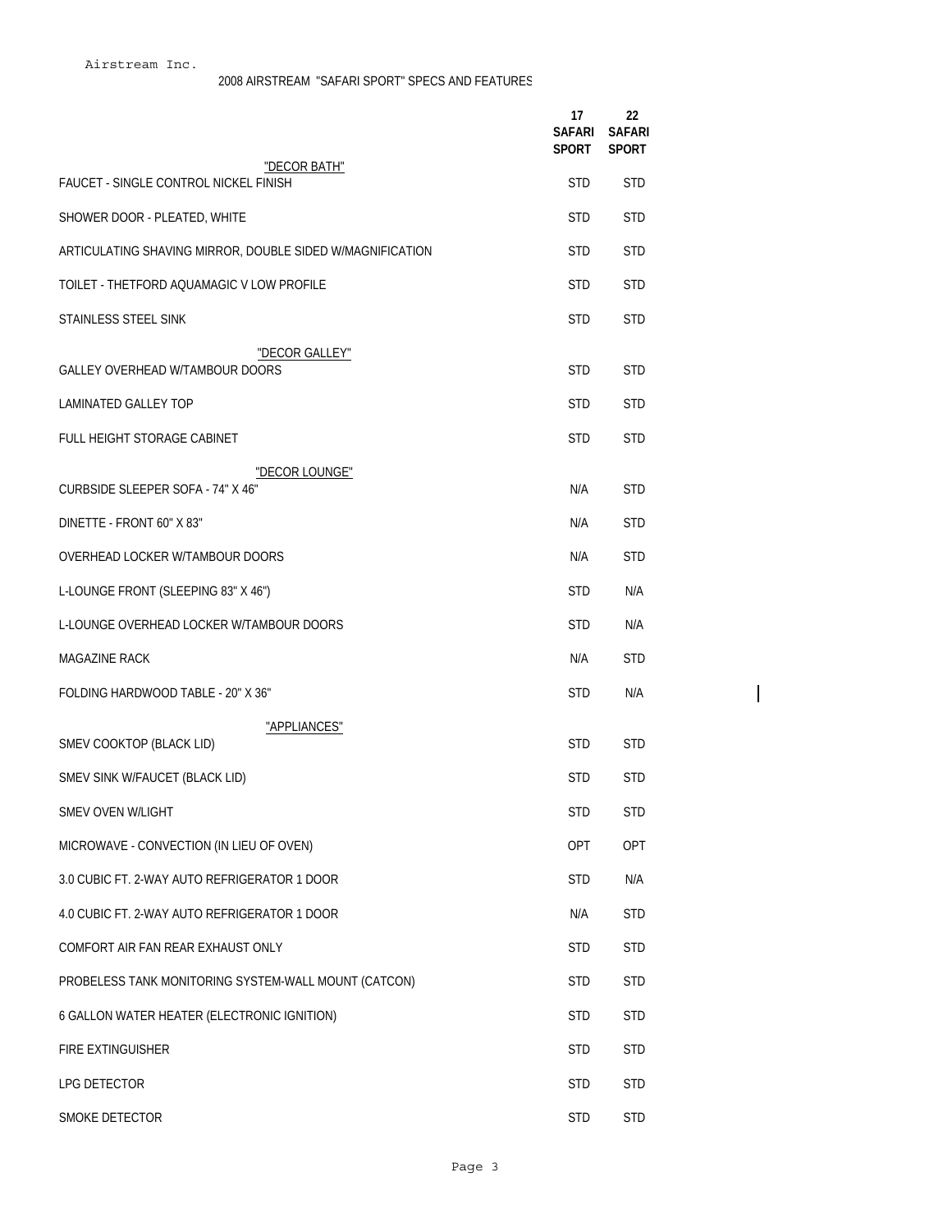Airstream Inc.

2008 AIRSTREAM "SAFARI SPORT" SPECS AND FEATURES

| | 17 SAFARI SPORT | 22 SAFARI SPORT |
|---|---|---|
| "DECOR BATH" | | |
| FAUCET - SINGLE CONTROL NICKEL FINISH | STD | STD |
| SHOWER DOOR - PLEATED, WHITE | STD | STD |
| ARTICULATING SHAVING MIRROR, DOUBLE SIDED W/MAGNIFICATION | STD | STD |
| TOILET - THETFORD AQUAMAGIC V LOW PROFILE | STD | STD |
| STAINLESS STEEL SINK | STD | STD |
| "DECOR GALLEY" | | |
| GALLEY OVERHEAD W/TAMBOUR DOORS | STD | STD |
| LAMINATED GALLEY TOP | STD | STD |
| FULL HEIGHT STORAGE CABINET | STD | STD |
| "DECOR LOUNGE" | | |
| CURBSIDE SLEEPER SOFA - 74" X 46" | N/A | STD |
| DINETTE - FRONT 60" X 83" | N/A | STD |
| OVERHEAD LOCKER W/TAMBOUR DOORS | N/A | STD |
| L-LOUNGE FRONT (SLEEPING 83" X 46") | STD | N/A |
| L-LOUNGE OVERHEAD LOCKER W/TAMBOUR DOORS | STD | N/A |
| MAGAZINE RACK | N/A | STD |
| FOLDING HARDWOOD TABLE - 20" X 36" | STD | N/A |
| "APPLIANCES" | | |
| SMEV COOKTOP (BLACK LID) | STD | STD |
| SMEV SINK W/FAUCET (BLACK LID) | STD | STD |
| SMEV OVEN W/LIGHT | STD | STD |
| MICROWAVE - CONVECTION (IN LIEU OF OVEN) | OPT | OPT |
| 3.0 CUBIC FT. 2-WAY AUTO REFRIGERATOR 1 DOOR | STD | N/A |
| 4.0 CUBIC FT. 2-WAY AUTO REFRIGERATOR 1 DOOR | N/A | STD |
| COMFORT AIR FAN REAR EXHAUST ONLY | STD | STD |
| PROBELESS TANK MONITORING SYSTEM-WALL MOUNT (CATCON) | STD | STD |
| 6 GALLON WATER HEATER (ELECTRONIC IGNITION) | STD | STD |
| FIRE EXTINGUISHER | STD | STD |
| LPG DETECTOR | STD | STD |
| SMOKE DETECTOR | STD | STD |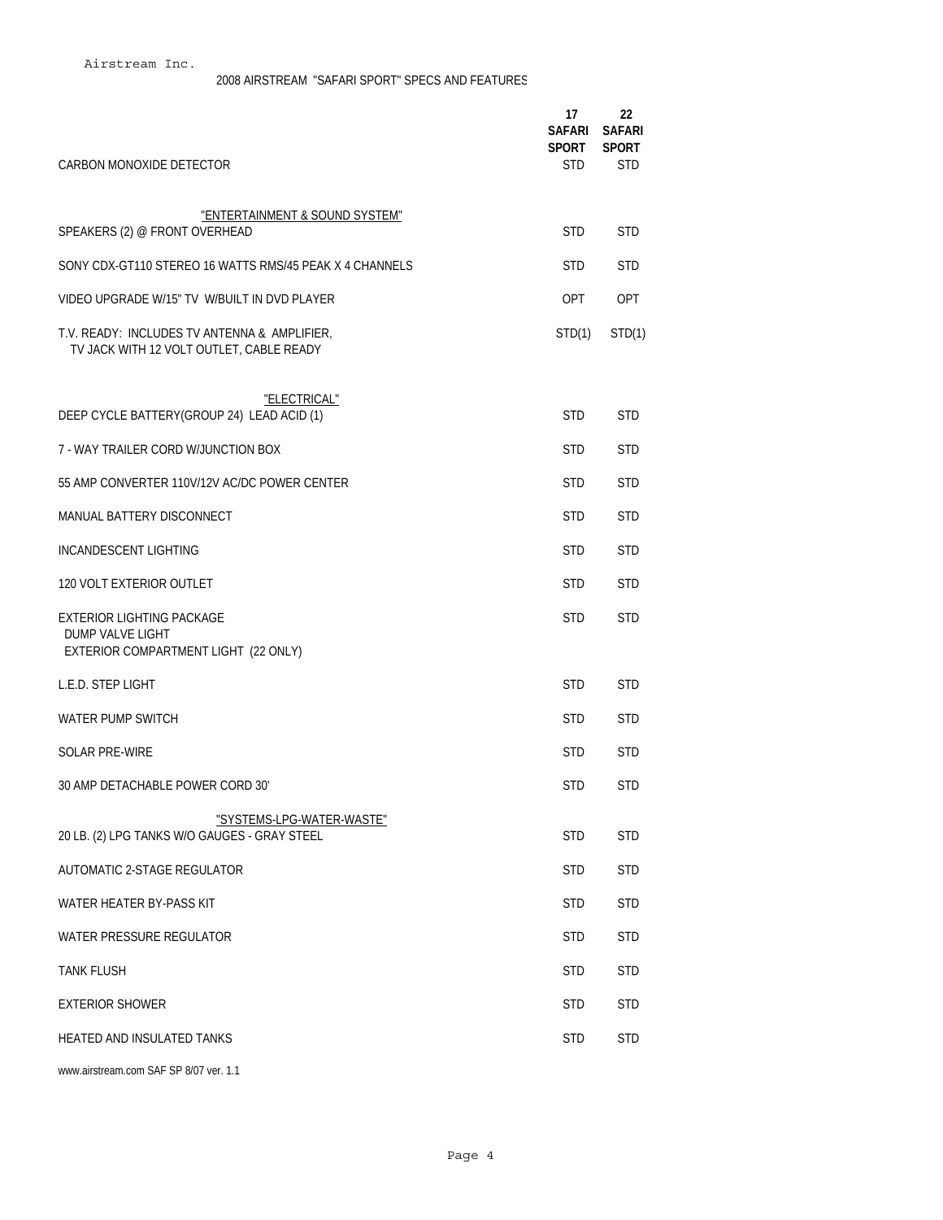| | 17 SAFARI SPORT | 22 SAFARI SPORT |
|---|---|---|
| CARBON MONOXIDE DETECTOR | STD | STD |
| **"ENTERTAINMENT & SOUND SYSTEM"** | | |
| SPEAKERS (2) @ FRONT OVERHEAD | STD | STD |
| SONY CDX-GT110 STEREO 16 WATTS RMS/45 PEAK X 4 CHANNELS | STD | STD |
| VIDEO UPGRADE W/15" TV W/BUILT IN DVD PLAYER | OPT | OPT |
| T.V. READY: INCLUDES TV ANTENNA & AMPLIFIER, TV JACK WITH 12 VOLT OUTLET, CABLE READY | STD(1) | STD(1) |
| **"ELECTRICAL"** | | |
| DEEP CYCLE BATTERY(GROUP 24) LEAD ACID (1) | STD | STD |
| 7 - WAY TRAILER CORD W/JUNCTION BOX | STD | STD |
| 55 AMP CONVERTER 110V/12V AC/DC POWER CENTER | STD | STD |
| MANUAL BATTERY DISCONNECT | STD | STD |
| INCANDESCENT LIGHTING | STD | STD |
| 120 VOLT EXTERIOR OUTLET | STD | STD |
| EXTERIOR LIGHTING PACKAGE DUMP VALVE LIGHT EXTERIOR COMPARTMENT LIGHT (22 ONLY) | STD | STD |
| L.E.D. STEP LIGHT | STD | STD |
| WATER PUMP SWITCH | STD | STD |
| SOLAR PRE-WIRE | STD | STD |
| 30 AMP DETACHABLE POWER CORD 30' | STD | STD |
| **"SYSTEMS-LPG-WATER-WASTE"** | | |
| 20 LB. (2) LPG TANKS W/O GAUGES - GRAY STEEL | STD | STD |
| AUTOMATIC 2-STAGE REGULATOR | STD | STD |
| WATER HEATER BY-PASS KIT | STD | STD |
| WATER PRESSURE REGULATOR | STD | STD |
| TANK FLUSH | STD | STD |
| EXTERIOR SHOWER | STD | STD |
| HEATED AND INSULATED TANKS | STD | STD |

www.airstream.com SAF SP 8/07 ver. 1.1